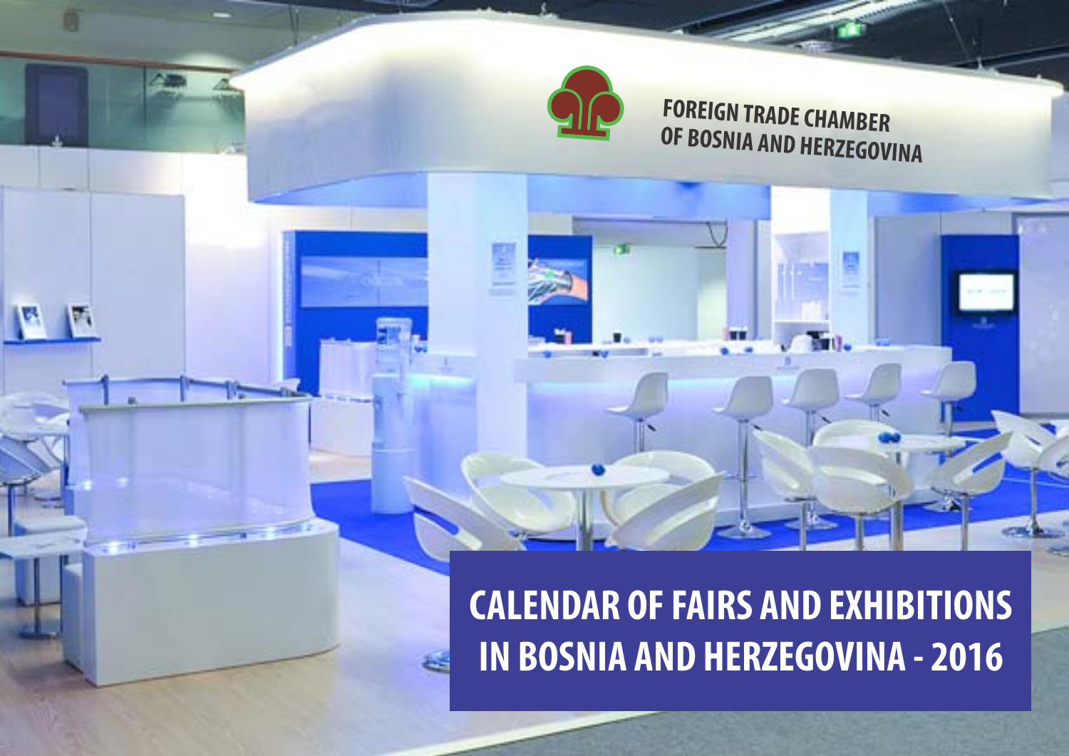FOREIGN TRADE CHAMBER
OF BOSNIA AND HERZEGOVINA

# CALENDAR OF FAIRS AND EXHIBITIONS IN BOSNIA AND HERZEGOVINA - 2016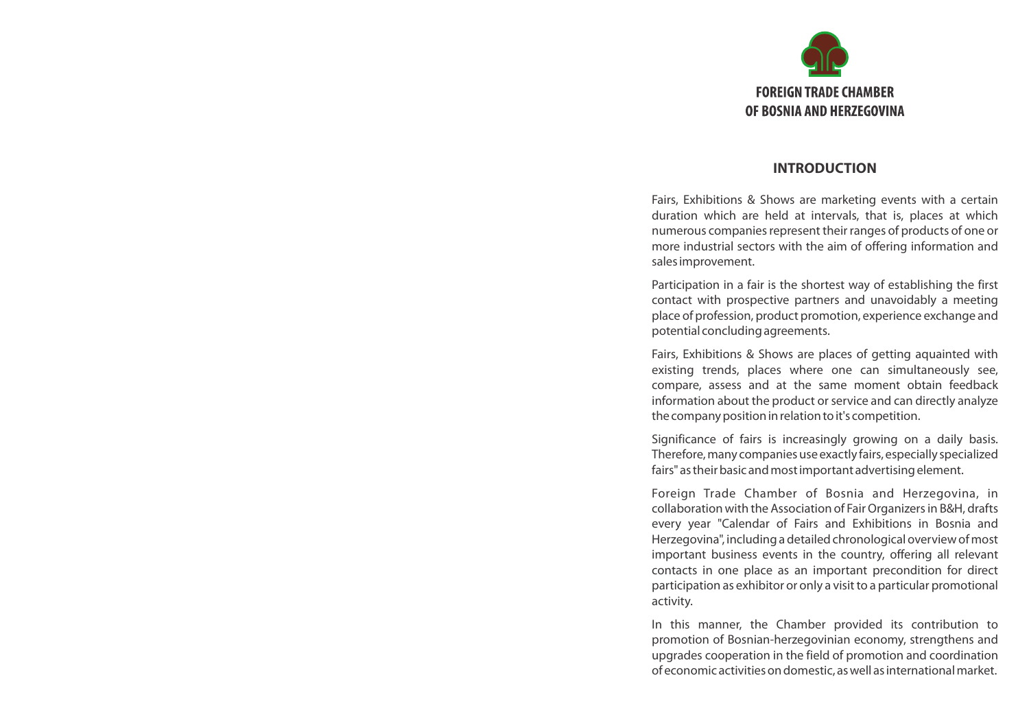**FOREIGN TRADE CHAMBER**
**OF BOSNIA AND HERZEGOVINA**

## INTRODUCTION

Fairs, Exhibitions & Shows are marketing events with a certain duration which are held at intervals, that is, places at which numerous companies represent their ranges of products of one or more industrial sectors with the aim of offering information and sales improvement.

Participation in a fair is the shortest way of establishing the first contact with prospective partners and unavoidably a meeting place of profession, product promotion, experience exchange and potential concluding agreements.

Fairs, Exhibitions & Shows are places of getting aquainted with existing trends, places where one can simultaneously see, compare, assess and at the same moment obtain feedback information about the product or service and can directly analyze the company position in relation to it's competition.

Significance of fairs is increasingly growing on a daily basis. Therefore, many companies use exactly fairs, especially specialized fairs" as their basic and most important advertising element.

Foreign Trade Chamber of Bosnia and Herzegovina, in collaboration with the Association of Fair Organizers in B&H, drafts every year "Calendar of Fairs and Exhibitions in Bosnia and Herzegovina", including a detailed chronological overview of most important business events in the country, offering all relevant contacts in one place as an important precondition for direct participation as exhibitor or only a visit to a particular promotional activity.

In this manner, the Chamber provided its contribution to promotion of Bosnian-herzegovinian economy, strengthens and upgrades cooperation in the field of promotion and coordination of economic activities on domestic, as well as international market.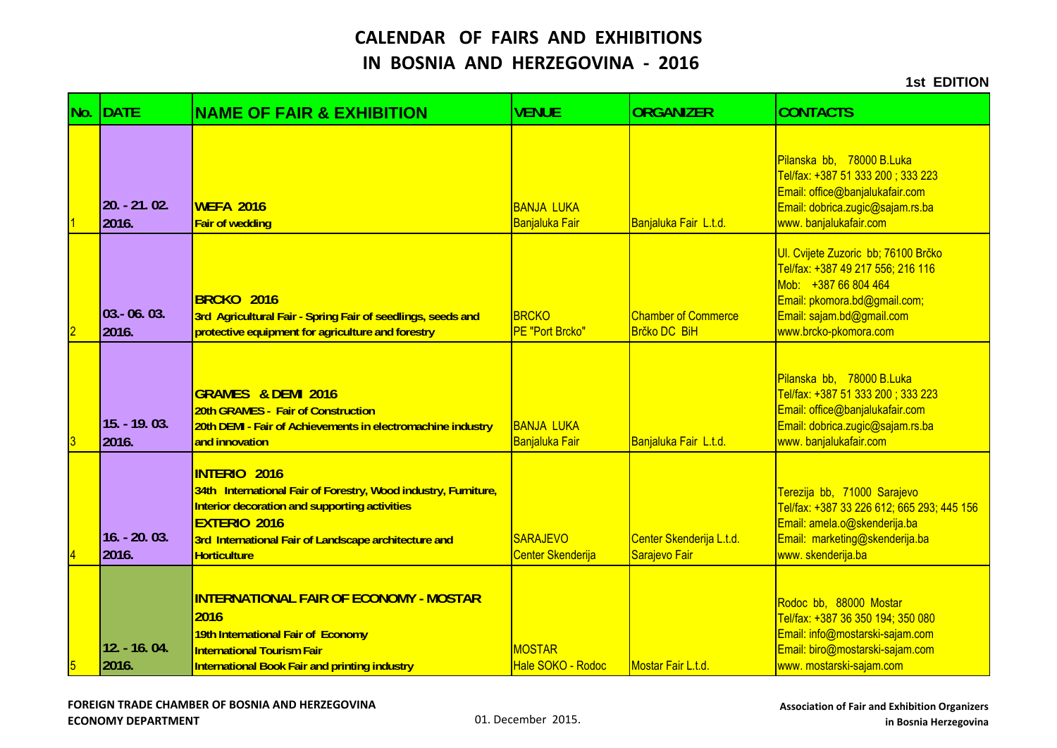# CALENDAR OF FAIRS AND EXHIBITIONS IN BOSNIA AND HERZEGOVINA - 2016

**1st EDITION**

| No. | DATE | NAME OF FAIR & EXHIBITION | VENUE | ORGANIZER | CONTACTS |
|---|---|---|---|---|---|
| 1 | 20. - 21. 02. 2016. | **WEFA 2016**<br>**Fair of wedding** | BANJA LUKA<br>Banjaluka Fair | Banjaluka Fair L.t.d. | Pilanska bb, 78000 B.Luka<br>Tel/fax: +387 51 333 200 ; 333 223<br>Email: office@banjalukafair.com<br>Email: dobrica.zugic@sajam.rs.ba<br>www. banjalukafair.com |
| 2 | 03.- 06. 03. 2016. | **BRCKO 2016**<br>**3rd Agricultural Fair - Spring Fair of seedlings, seeds and protective equipment for agriculture and forestry** | BRCKO<br>PE "Port Brcko" | Chamber of Commerce<br>Brčko DC BiH | Ul. Cvijete Zuzoric bb; 76100 Brčko<br>Tel/fax: +387 49 217 556; 216 116<br>Mob: +387 66 804 464<br>Email: pkomora.bd@gmail.com;<br>Email: sajam.bd@gmail.com<br>www.brcko-pkomora.com |
| 3 | 15. - 19. 03. 2016. | **GRAMES & DEMI 2016**<br>**20th GRAMES - Fair of Construction**<br>**20th DEMI - Fair of Achievements in electromachine industry and innovation** | BANJA LUKA<br>Banjaluka Fair | Banjaluka Fair L.t.d. | Pilanska bb, 78000 B.Luka<br>Tel/fax: +387 51 333 200 ; 333 223<br>Email: office@banjalukafair.com<br>Email: dobrica.zugic@sajam.rs.ba<br>www. banjalukafair.com |
| 4 | 16. - 20. 03. 2016. | **INTERIO 2016**<br>**34th International Fair of Forestry, Wood industry, Furniture, Interior decoration and supporting activities**<br>**EXTERIO 2016**<br>**3rd International Fair of Landscape architecture and Horticulture** | SARAJEVO<br>Center Skenderija | Center Skenderija L.t.d.<br>Sarajevo Fair | Terezija bb, 71000 Sarajevo<br>Tel/fax: +387 33 226 612; 665 293; 445 156<br>Email: amela.o@skenderija.ba<br>Email: marketing@skenderija.ba<br>www. skenderija.ba |
| 5 | 12. - 16. 04. 2016. | **INTERNATIONAL FAIR OF ECONOMY - MOSTAR 2016**<br>**19th International Fair of Economy**<br>**International Tourism Fair**<br>**International Book Fair and printing industry** | MOSTAR<br>Hale SOKO - Rodoc | Mostar Fair L.t.d. | Rodoc bb, 88000 Mostar<br>Tel/fax: +387 36 350 194; 350 080<br>Email: info@mostarski-sajam.com<br>Email: biro@mostarski-sajam.com<br>www. mostarski-sajam.com |

**FOREIGN TRADE CHAMBER OF BOSNIA AND HERZEGOVINA**
**ECONOMY DEPARTMENT**

01. December 2015.

**Association of Fair and Exhibition Organizers in Bosnia Herzegovina**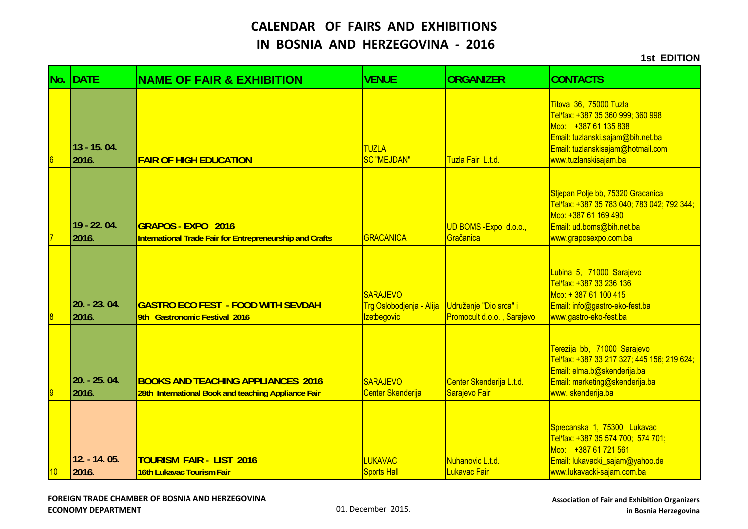# CALENDAR OF FAIRS AND EXHIBITIONS IN BOSNIA AND HERZEGOVINA - 2016

**1st EDITION**

| No. | DATE | NAME OF FAIR & EXHIBITION | VENUE | ORGANIZER | CONTACTS |
|---|---|---|---|---|---|
| 6 | **13 - 15. 04. 2016.** | **FAIR OF HIGH EDUCATION** | TUZLA SC "MEJDAN" | Tuzla Fair L.t.d. | Titova 36, 75000 Tuzla<br>Tel/fax: +387 35 360 999; 360 998<br>Mob: +387 61 135 838<br>Email: tuzlanski.sajam@bih.net.ba<br>Email: tuzlanskisajam@hotmail.com<br>www.tuzlanskisajam.ba |
| 7 | **19 - 22. 04. 2016.** | **GRAPOS - EXPO 2016**<br>**International Trade Fair for Entrepreneurship and Crafts** | GRACANICA | UD BOMS -Expo d.o.o., Gračanica | Stjepan Polje bb, 75320 Gracanica<br>Tel/fax: +387 35 783 040; 783 042; 792 344;<br>Mob: +387 61 169 490<br>Email: ud.boms@bih.net.ba<br>www.graposexpo.com.ba |
| 8 | **20. - 23. 04. 2016.** | **GASTRO ECO FEST - FOOD WITH SEVDAH**<br>**9th Gastronomic Festival 2016** | SARAJEVO Trg Oslobodjenja - Alija Izetbegovic | Udruženje "Dio srca" i Promocult d.o.o. , Sarajevo | Lubina 5, 71000 Sarajevo<br>Tel/fax: +387 33 236 136<br>Mob: + 387 61 100 415<br>Email: info@gastro-eko-fest.ba<br>www.gastro-eko-fest.ba |
| 9 | **20. - 25. 04. 2016.** | **BOOKS AND TEACHING APPLIANCES 2016**<br>**28th International Book and teaching Appliance Fair** | SARAJEVO Center Skenderija | Center Skenderija L.t.d. Sarajevo Fair | Terezija bb, 71000 Sarajevo<br>Tel/fax: +387 33 217 327; 445 156; 219 624;<br>Email: elma.b@skenderija.ba<br>Email: marketing@skenderija.ba<br>www. skenderija.ba |
| 10 | **12. - 14. 05. 2016.** | **TOURISM FAIR - LIST 2016**<br>**16th Lukavac Tourism Fair** | LUKAVAC Sports Hall | Nuhanovic L.t.d. Lukavac Fair | Sprecanska 1, 75300 Lukavac<br>Tel/fax: +387 35 574 700; 574 701;<br>Mob: +387 61 721 561<br>Email: lukavacki_sajam@yahoo.de<br>www.lukavacki-sajam.com.ba |

**FOREIGN TRADE CHAMBER OF BOSNIA AND HERZEGOVINA**
**ECONOMY DEPARTMENT**

01. December 2015.

**Association of Fair and Exhibition Organizers in Bosnia Herzegovina**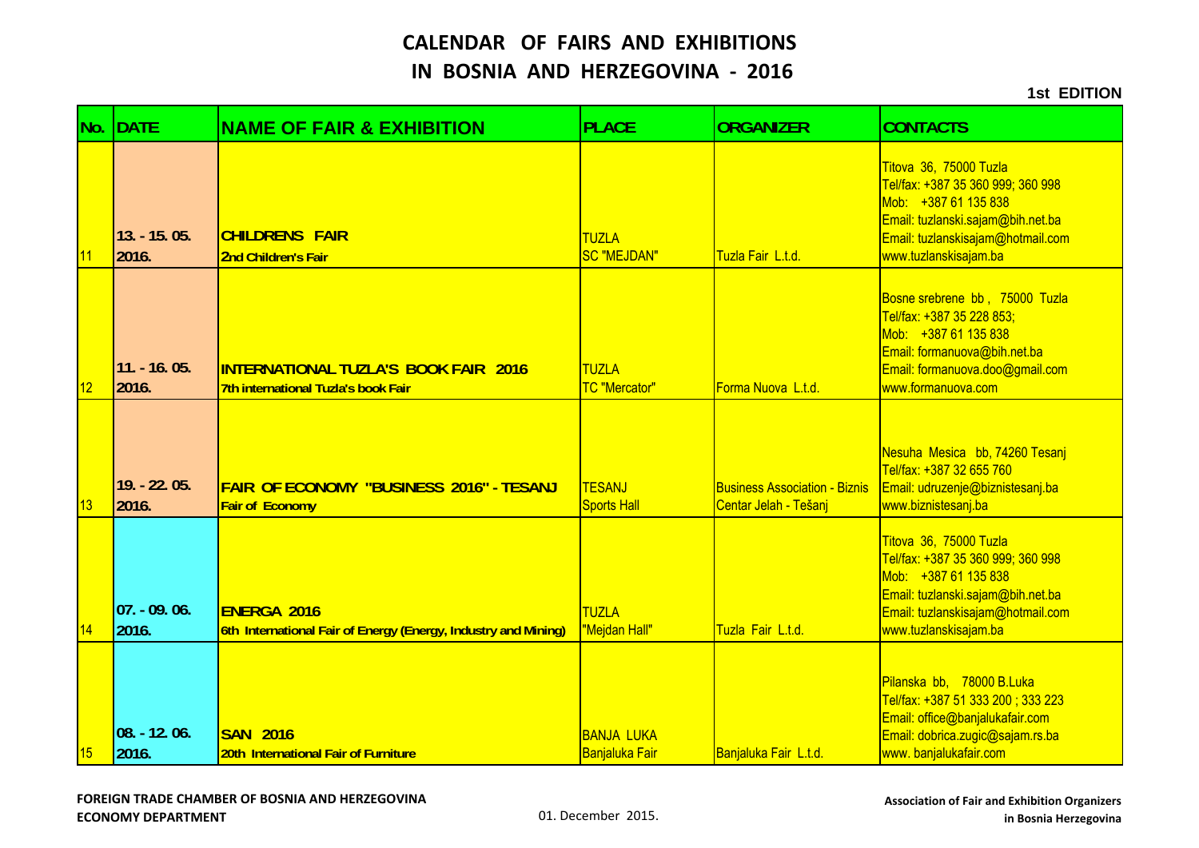# CALENDAR OF FAIRS AND EXHIBITIONS IN BOSNIA AND HERZEGOVINA - 2016

**1st EDITION**

| No. | DATE | NAME OF FAIR & EXHIBITION | PLACE | ORGANIZER | CONTACTS |
|---|---|---|---|---|---|
| 11 | 13. - 15. 05. 2016. | **CHILDRENS FAIR** **2nd Children's Fair** | TUZLA SC "MEJDAN" | Tuzla Fair L.t.d. | Titova 36, 75000 Tuzla Tel/fax: +387 35 360 999; 360 998 Mob: +387 61 135 838 Email: tuzlanski.sajam@bih.net.ba Email: tuzlanskisajam@hotmail.com www.tuzlanskisajam.ba |
| 12 | 11. - 16. 05. 2016. | **INTERNATIONAL TUZLA'S BOOK FAIR 2016** **7th international Tuzla's book Fair** | TUZLA TC "Mercator" | Forma Nuova L.t.d. | Bosne srebrene bb, 75000 Tuzla Tel/fax: +387 35 228 853; Mob: +387 61 135 838 Email: formanuova@bih.net.ba Email: formanuova.doo@gmail.com www.formanuova.com |
| 13 | 19. - 22. 05. 2016. | **FAIR OF ECONOMY "BUSINESS 2016" - TESANJ** **Fair of Economy** | TESANJ Sports Hall | Business Association - Biznis Centar Jelah - Tešanj | Nesuha Mesica bb, 74260 Tesanj Tel/fax: +387 32 655 760 Email: udruzenje@biznistesanj.ba www.biznistesanj.ba |
| 14 | 07. - 09. 06. 2016. | **ENERGA 2016** **6th International Fair of Energy (Energy, Industry and Mining)** | TUZLA "Mejdan Hall" | Tuzla Fair L.t.d. | Titova 36, 75000 Tuzla Tel/fax: +387 35 360 999; 360 998 Mob: +387 61 135 838 Email: tuzlanski.sajam@bih.net.ba Email: tuzlanskisajam@hotmail.com www.tuzlanskisajam.ba |
| 15 | 08. - 12. 06. 2016. | **SAN 2016** **20th International Fair of Furniture** | BANJA LUKA Banjaluka Fair | Banjaluka Fair L.t.d. | Pilanska bb, 78000 B.Luka Tel/fax: +387 51 333 200 ; 333 223 Email: office@banjalukafair.com Email: dobrica.zugic@sajam.rs.ba www. banjalukafair.com |

**FOREIGN TRADE CHAMBER OF BOSNIA AND HERZEGOVINA**
**ECONOMY DEPARTMENT**

01. December 2015.

**Association of Fair and Exhibition Organizers in Bosnia Herzegovina**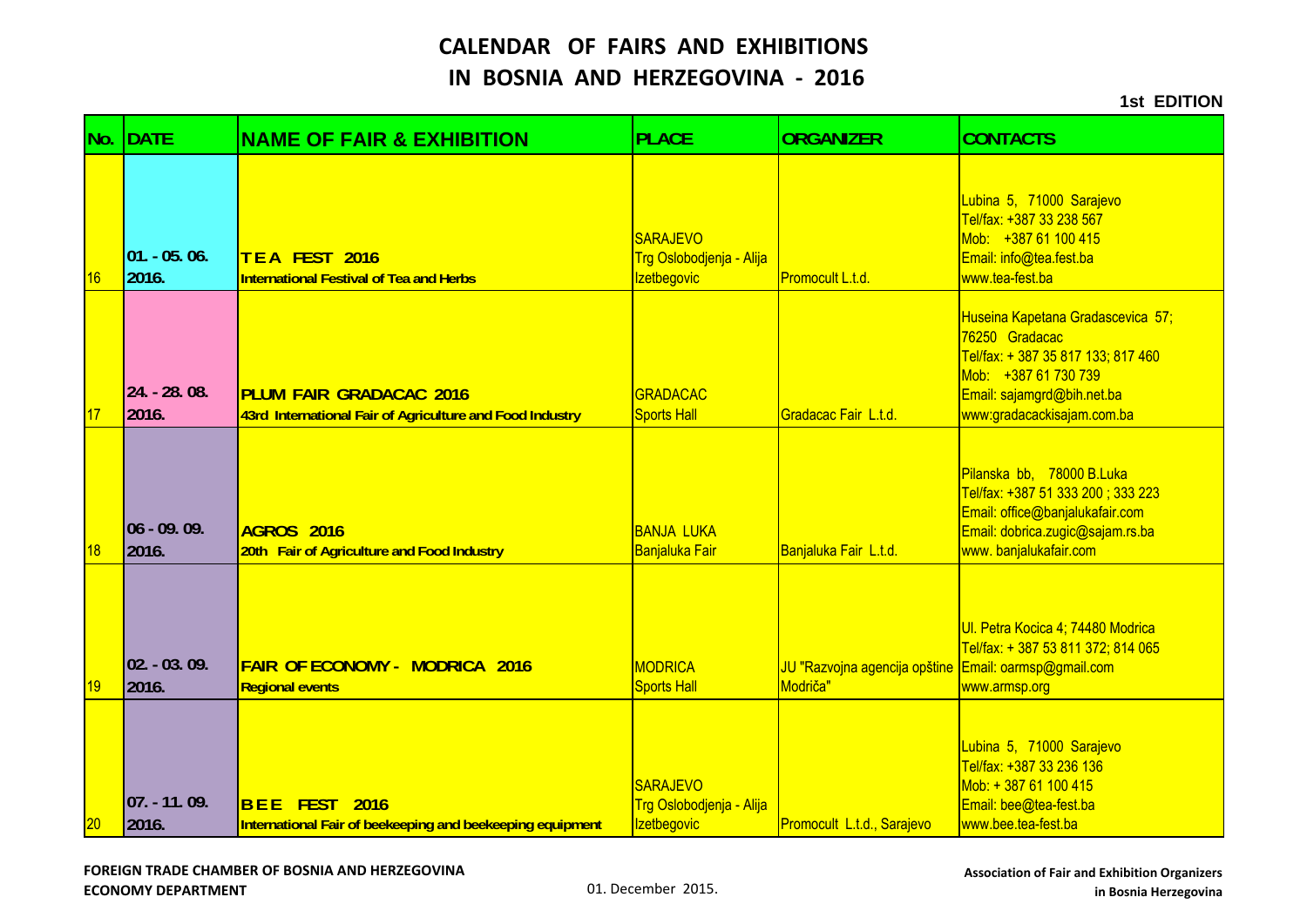# CALENDAR OF FAIRS AND EXHIBITIONS IN BOSNIA AND HERZEGOVINA - 2016

**1st EDITION**

| No. | DATE | NAME OF FAIR & EXHIBITION | PLACE | ORGANIZER | CONTACTS |
|---|---|---|---|---|---|
| 16 | 01. - 05. 06. 2016. | **T E A FEST 2016** International Festival of Tea and Herbs | SARAJEVO Trg Oslobodjenja - Alija Izetbegovic | Promocult L.t.d. | Lubina 5, 71000 Sarajevo Tel/fax: +387 33 238 567 Mob: +387 61 100 415 Email: info@tea.fest.ba www.tea-fest.ba |
| 17 | 24. - 28. 08. 2016. | **PLUM FAIR GRADACAC 2016** 43rd International Fair of Agriculture and Food Industry | GRADACAC Sports Hall | Gradacac Fair L.t.d. | Huseina Kapetana Gradascevica 57; 76250 Gradacac Tel/fax: + 387 35 817 133; 817 460 Mob: +387 61 730 739 Email: sajamgrd@bih.net.ba www:gradacackisajam.com.ba |
| 18 | 06 - 09. 09. 2016. | **AGROS 2016** 20th Fair of Agriculture and Food Industry | BANJA LUKA Banjaluka Fair | Banjaluka Fair L.t.d. | Pilanska bb, 78000 B.Luka Tel/fax: +387 51 333 200 ; 333 223 Email: office@banjalukafair.com Email: dobrica.zugic@sajam.rs.ba www. banjalukafair.com |
| 19 | 02. - 03. 09. 2016. | **FAIR OF ECONOMY - MODRICA 2016** Regional events | MODRICA Sports Hall | JU "Razvojna agencija opštine Modriča" | Ul. Petra Kocica 4; 74480 Modrica Tel/fax: + 387 53 811 372; 814 065 Email: oarmsp@gmail.com www.armsp.org |
| 20 | 07. - 11. 09. 2016. | **B E E FEST 2016** International Fair of beekeeping and beekeeping equipment | SARAJEVO Trg Oslobodjenja - Alija Izetbegovic | Promocult L.t.d., Sarajevo | Lubina 5, 71000 Sarajevo Tel/fax: +387 33 236 136 Mob: + 387 61 100 415 Email: bee@tea-fest.ba www.bee.tea-fest.ba |

**FOREIGN TRADE CHAMBER OF BOSNIA AND HERZEGOVINA**
**ECONOMY DEPARTMENT**

01. December 2015.

**Association of Fair and Exhibition Organizers in Bosnia Herzegovina**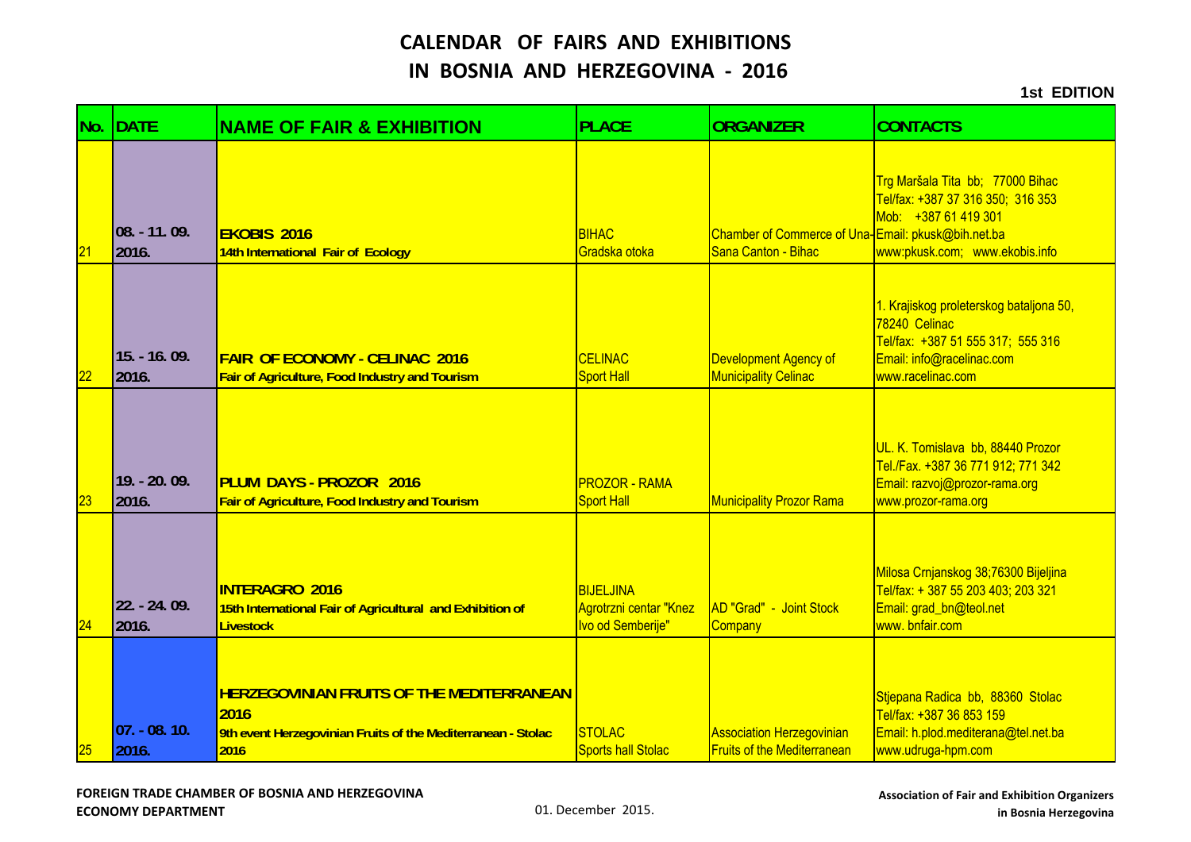# CALENDAR OF FAIRS AND EXHIBITIONS IN BOSNIA AND HERZEGOVINA - 2016

**1st EDITION**

| No. | DATE | NAME OF FAIR & EXHIBITION | PLACE | ORGANIZER | CONTACTS |
|---|---|---|---|---|---|
| 21 | 08. - 11. 09. 2016. | **EKOBIS 2016**<br>**14th International Fair of Ecology** | BIHAC<br>Gradska otoka | Chamber of Commerce of Una-Sana Canton - Bihac | Trg Maršala Tita bb; 77000 Bihac<br>Tel/fax: +387 37 316 350; 316 353<br>Mob: +387 61 419 301<br>Email: pkusk@bih.net.ba<br>www:pkusk.com; www.ekobis.info |
| 22 | 15. - 16. 09. 2016. | **FAIR OF ECONOMY - CELINAC 2016**<br>**Fair of Agriculture, Food Industry and Tourism** | CELINAC<br>Sport Hall | Development Agency of Municipality Celinac | 1. Krajiskog proleterskog bataljona 50, 78240 Celinac<br>Tel/fax: +387 51 555 317; 555 316<br>Email: info@racelinac.com<br>www.racelinac.com |
| 23 | 19. - 20. 09. 2016. | **PLUM DAYS - PROZOR 2016**<br>**Fair of Agriculture, Food Industry and Tourism** | PROZOR - RAMA<br>Sport Hall | Municipality Prozor Rama | UL. K. Tomislava bb, 88440 Prozor<br>Tel./Fax. +387 36 771 912; 771 342<br>Email: razvoj@prozor-rama.org<br>www.prozor-rama.org |
| 24 | 22. - 24. 09. 2016. | **INTERAGRO 2016**<br>**15th International Fair of Agricultural and Exhibition of Livestock** | BIJELJINA<br>Agrotrzni centar "Knez Ivo od Semberije" | AD "Grad" - Joint Stock Company | Milosa Crnjanskog 38;76300 Bijeljina<br>Tel/fax: + 387 55 203 403; 203 321<br>Email: grad_bn@teol.net<br>www. bnfair.com |
| 25 | 07. - 08. 10. 2016. | **HERZEGOVINIAN FRUITS OF THE MEDITERRANEAN 2016**<br>**9th event Herzegovinian Fruits of the Mediterranean - Stolac 2016** | STOLAC<br>Sports hall Stolac | Association Herzegovinian Fruits of the Mediterranean | Stjepana Radica bb, 88360 Stolac<br>Tel/fax: +387 36 853 159<br>Email: h.plod.mediterana@tel.net.ba<br>www.udruga-hpm.com |

**FOREIGN TRADE CHAMBER OF BOSNIA AND HERZEGOVINA**
**ECONOMY DEPARTMENT**

01. December 2015.

**Association of Fair and Exhibition Organizers in Bosnia Herzegovina**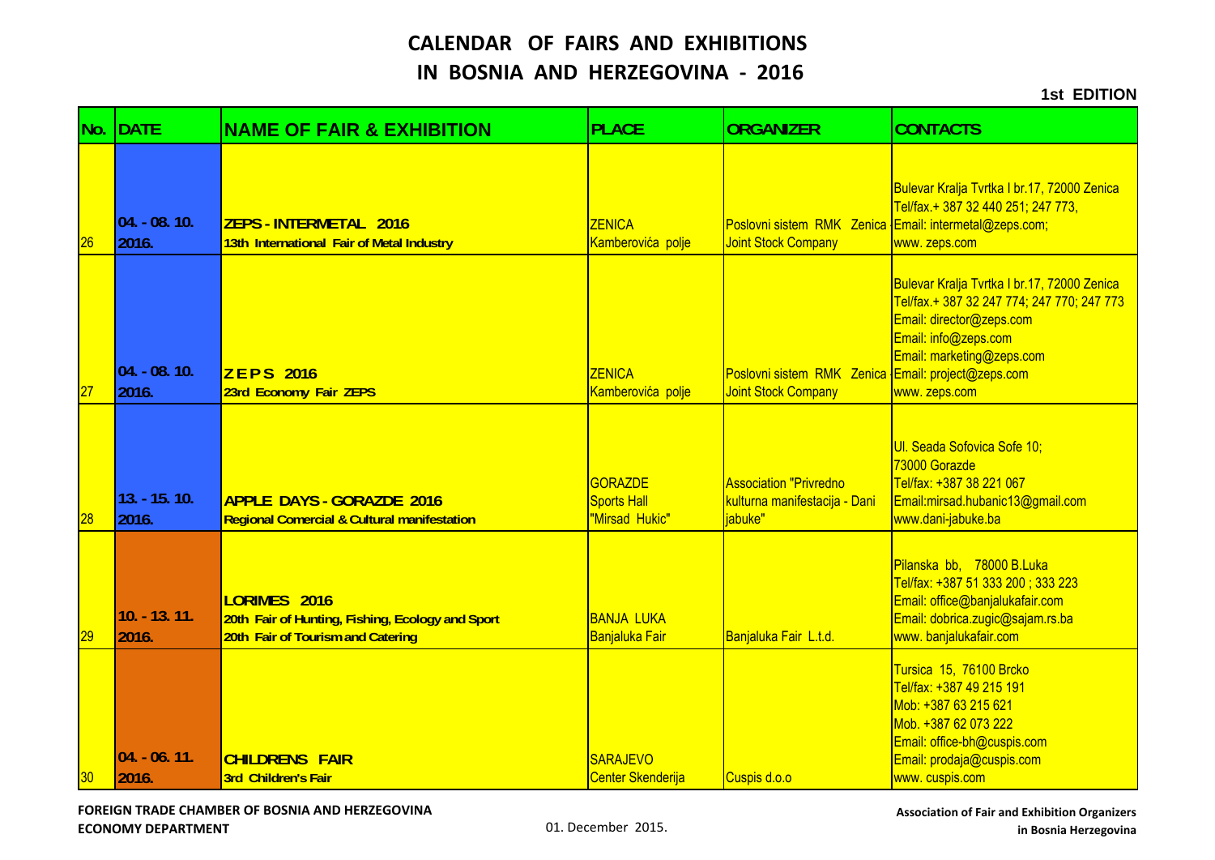# CALENDAR OF FAIRS AND EXHIBITIONS IN BOSNIA AND HERZEGOVINA - 2016

**1st EDITION**

| No. | DATE | NAME OF FAIR & EXHIBITION | PLACE | ORGANIZER | CONTACTS |
|---|---|---|---|---|---|
| 26 | **04. - 08. 10. 2016.** | **ZEPS - INTERMETAL 2016**<br>**13th International Fair of Metal Industry** | ZENICA<br>Kamberovića polje | Poslovni sistem RMK Zenica - Joint Stock Company | Bulevar Kralja Tvrtka I br.17, 72000 Zenica<br>Tel/fax.+ 387 32 440 251; 247 773,<br>Email: intermetal@zeps.com;<br>www. zeps.com |
| 27 | **04. - 08. 10. 2016.** | **Z E P S 2016**<br>**23rd Economy Fair ZEPS** | ZENICA<br>Kamberovića polje | Poslovni sistem RMK Zenica - Joint Stock Company | Bulevar Kralja Tvrtka I br.17, 72000 Zenica<br>Tel/fax.+ 387 32 247 774; 247 770; 247 773<br>Email: director@zeps.com<br>Email: info@zeps.com<br>Email: marketing@zeps.com<br>Email: project@zeps.com<br>www. zeps.com |
| 28 | **13. - 15. 10. 2016.** | **APPLE DAYS - GORAZDE 2016**<br>**Regional Comercial & Cultural manifestation** | GORAZDE<br>Sports Hall<br>"Mirsad Hukic" | Association "Privredno kulturna manifestacija - Dani jabuke" | Ul. Seada Sofovica Sofe 10;<br>73000 Gorazde<br>Tel/fax: +387 38 221 067<br>Email:mirsad.hubanic13@gmail.com<br>www.dani-jabuke.ba |
| 29 | **10. - 13. 11. 2016.** | **LORIMES 2016**<br>**20th Fair of Hunting, Fishing, Ecology and Sport**<br>**20th Fair of Tourism and Catering** | BANJA LUKA<br>Banjaluka Fair | Banjaluka Fair L.t.d. | Pilanska bb, 78000 B.Luka<br>Tel/fax: +387 51 333 200 ; 333 223<br>Email: office@banjalukafair.com<br>Email: dobrica.zugic@sajam.rs.ba<br>www. banjalukafair.com |
| 30 | **04. - 06. 11. 2016.** | **CHILDRENS FAIR**<br>**3rd Children's Fair** | SARAJEVO<br>Center Skenderija | Cuspis d.o.o | Tursica 15, 76100 Brcko<br>Tel/fax: +387 49 215 191<br>Mob: +387 63 215 621<br>Mob. +387 62 073 222<br>Email: office-bh@cuspis.com<br>Email: prodaja@cuspis.com<br>www. cuspis.com |

**FOREIGN TRADE CHAMBER OF BOSNIA AND HERZEGOVINA**
**ECONOMY DEPARTMENT**

01. December 2015.

**Association of Fair and Exhibition Organizers in Bosnia Herzegovina**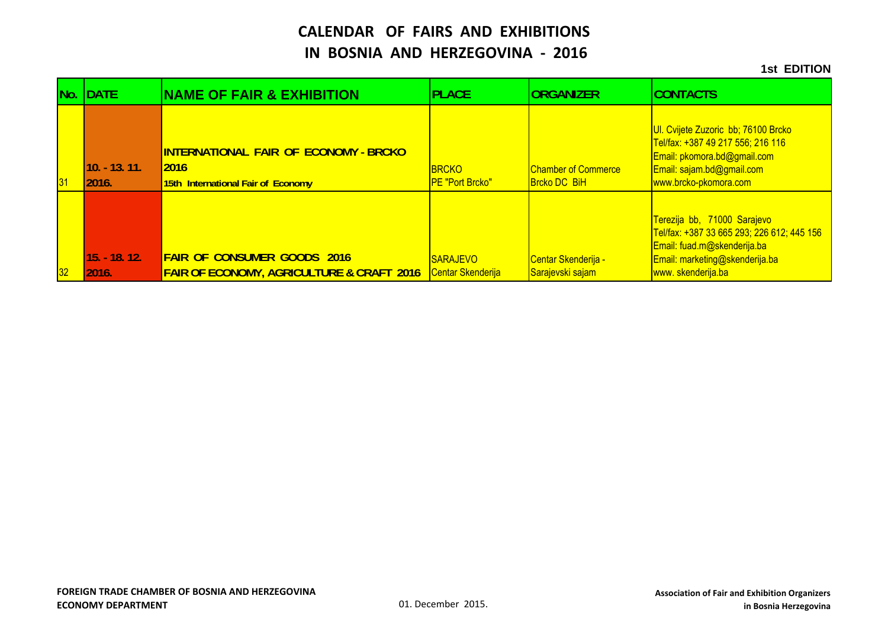# CALENDAR OF FAIRS AND EXHIBITIONS IN BOSNIA AND HERZEGOVINA - 2016

**1st EDITION**

| No. | DATE | NAME OF FAIR & EXHIBITION | PLACE | ORGANIZER | CONTACTS |
|---|---|---|---|---|---|
| 31 | 10. - 13. 11. 2016. | **INTERNATIONAL FAIR OF ECONOMY - BRCKO 2016** 15th International Fair of Economy | BRCKO PE "Port Brcko" | Chamber of Commerce Brcko DC BiH | Ul. Cvijete Zuzoric bb; 76100 Brcko Tel/fax: +387 49 217 556; 216 116 Email: pkomora.bd@gmail.com Email: sajam.bd@gmail.com www.brcko-pkomora.com |
| 32 | 15. - 18. 12. 2016. | **FAIR OF CONSUMER GOODS 2016 FAIR OF ECONOMY, AGRICULTURE & CRAFT 2016** | SARAJEVO Centar Skenderija | Centar Skenderija - Sarajevski sajam | Terezija bb, 71000 Sarajevo Tel/fax: +387 33 665 293; 226 612; 445 156 Email: fuad.m@skenderija.ba Email: marketing@skenderija.ba www. skenderija.ba |

**FOREIGN TRADE CHAMBER OF BOSNIA AND HERZEGOVINA**
**ECONOMY DEPARTMENT**

01. December 2015.

**Association of Fair and Exhibition Organizers in Bosnia Herzegovina**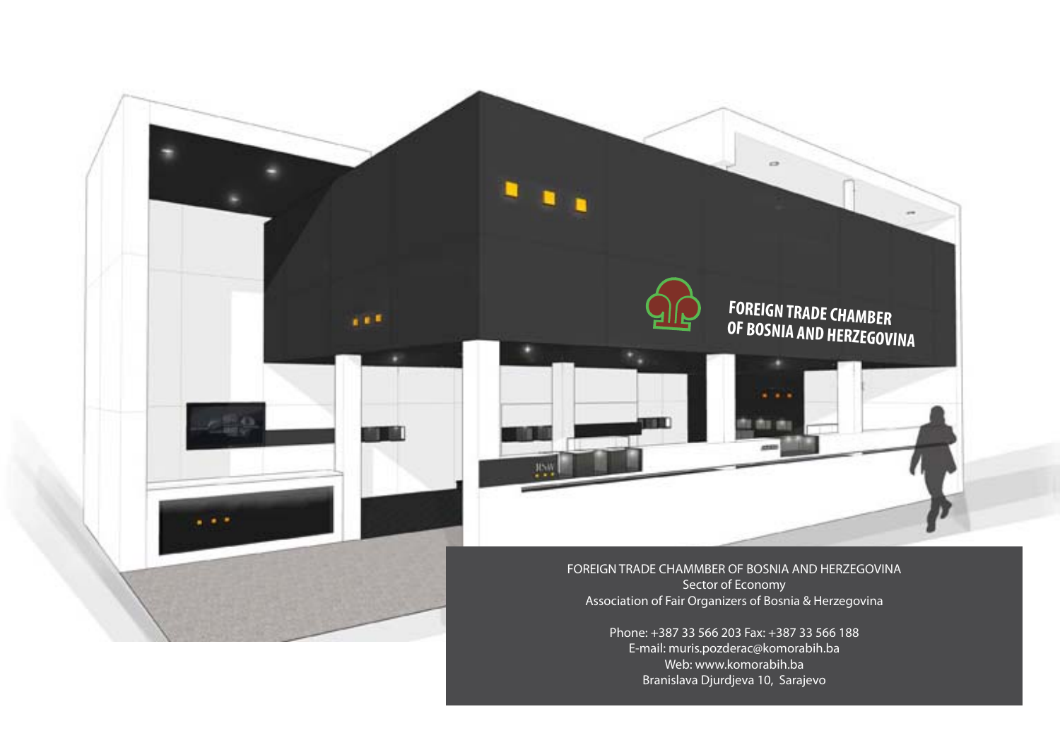FOREIGN TRADE CHAMBER OF BOSNIA AND HERZEGOVINA

FOREIGN TRADE CHAMMBER OF BOSNIA AND HERZEGOVINA
Sector of Economy
Association of Fair Organizers of Bosnia & Herzegovina

Phone: +387 33 566 203 Fax: +387 33 566 188
E-mail: muris.pozderac@komorabih.ba
Web: www.komorabih.ba
Branislava Djurdjeva 10, Sarajevo